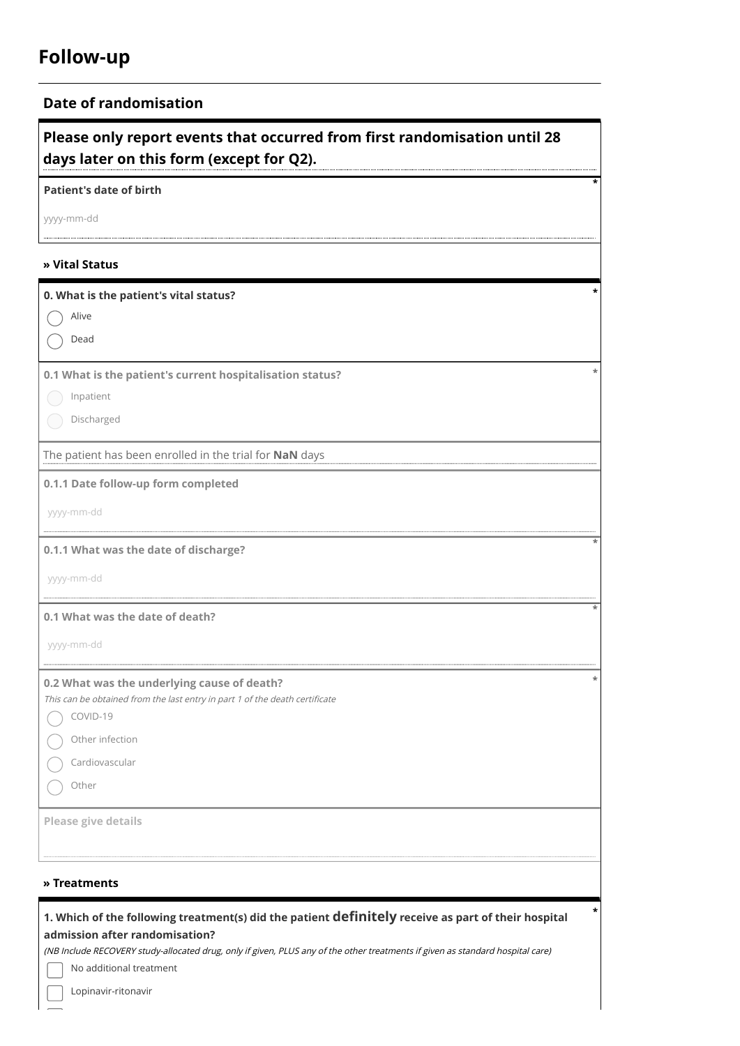# Follow-up

## Date of randomisation

### Please only report events that occurred from first randomisation until 28 days later on this form (except for Q2).

**Patient's date of birth** *

yyyy-mm-dd

**» Vital Status**

**0. What is the patient's vital status?** *

- ◯ Alive
- ◯ Dead

**0.1 What is the patient's current hospitalisation status?** *

- ◯ Inpatient
- ◯ Discharged

The patient has been enrolled in the trial for **NaN** days

**0.1.1 Date follow-up form completed**

yyyy-mm-dd

**0.1.1 What was the date of discharge?** *

yyyy-mm-dd

**0.1 What was the date of death?** *

yyyy-mm-dd

**0.2 What was the underlying cause of death?** *

*This can be obtained from the last entry in part 1 of the death certificate*

- ◯ COVID-19
- ◯ Other infection
- ◯ Cardiovascular
- ◯ Other

**Please give details**

**» Treatments**

**1. Which of the following treatment(s) did the patient definitely receive as part of their hospital admission after randomisation?** *

*(NB Include RECOVERY study-allocated drug, only if given, PLUS any of the other treatments if given as standard hospital care)*

- ☐ No additional treatment
- ☐ Lopinavir-ritonavir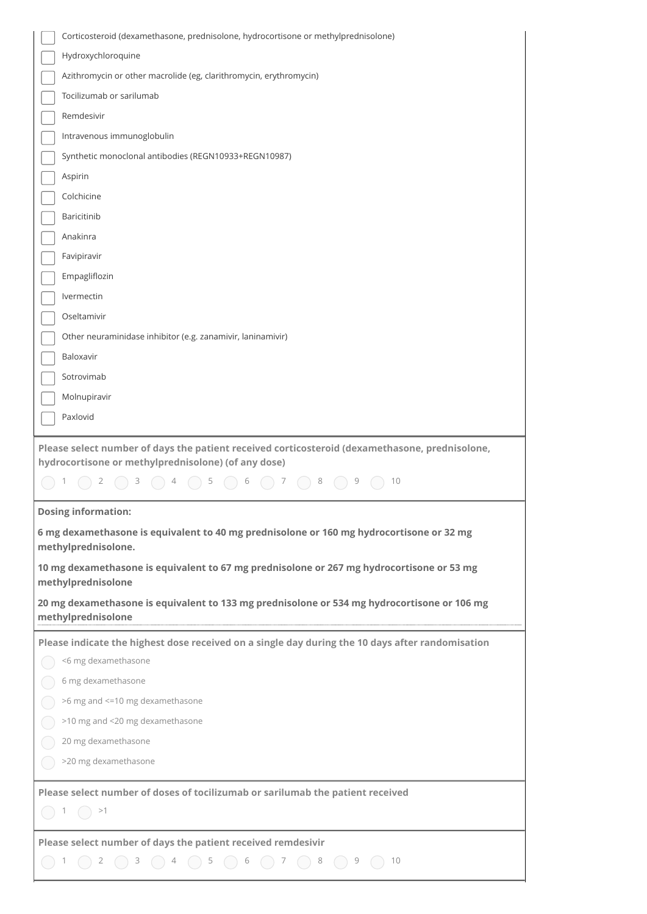- [ ] Corticosteroid (dexamethasone, prednisolone, hydrocortisone or methylprednisolone)
- [ ] Hydroxychloroquine
- [ ] Azithromycin or other macrolide (eg, clarithromycin, erythromycin)
- [ ] Tocilizumab or sarilumab
- [ ] Remdesivir
- [ ] Intravenous immunoglobulin
- [ ] Synthetic monoclonal antibodies (REGN10933+REGN10987)
- [ ] Aspirin
- [ ] Colchicine
- [ ] Baricitinib
- [ ] Anakinra
- [ ] Favipiravir
- [ ] Empagliflozin
- [ ] Ivermectin
- [ ] Oseltamivir
- [ ] Other neuraminidase inhibitor (e.g. zanamivir, laninamivir)
- [ ] Baloxavir
- [ ] Sotrovimab
- [ ] Molnupiravir
- [ ] Paxlovid

**Please select number of days the patient received corticosteroid (dexamethasone, prednisolone, hydrocortisone or methylprednisolone) (of any dose)**

○ 1 ○ 2 ○ 3 ○ 4 ○ 5 ○ 6 ○ 7 ○ 8 ○ 9 ○ 10

**Dosing information:**

**6 mg dexamethasone is equivalent to 40 mg prednisolone or 160 mg hydrocortisone or 32 mg methylprednisolone.**

**10 mg dexamethasone is equivalent to 67 mg prednisolone or 267 mg hydrocortisone or 53 mg methylprednisolone**

**20 mg dexamethasone is equivalent to 133 mg prednisolone or 534 mg hydrocortisone or 106 mg methylprednisolone**

**Please indicate the highest dose received on a single day during the 10 days after randomisation**

○ <6 mg dexamethasone

○ 6 mg dexamethasone

○ >6 mg and <=10 mg dexamethasone

○ >10 mg and <20 mg dexamethasone

○ 20 mg dexamethasone

○ >20 mg dexamethasone

**Please select number of doses of tocilizumab or sarilumab the patient received**

○ 1 ○ >1

**Please select number of days the patient received remdesivir**

○ 1 ○ 2 ○ 3 ○ 4 ○ 5 ○ 6 ○ 7 ○ 8 ○ 9 ○ 10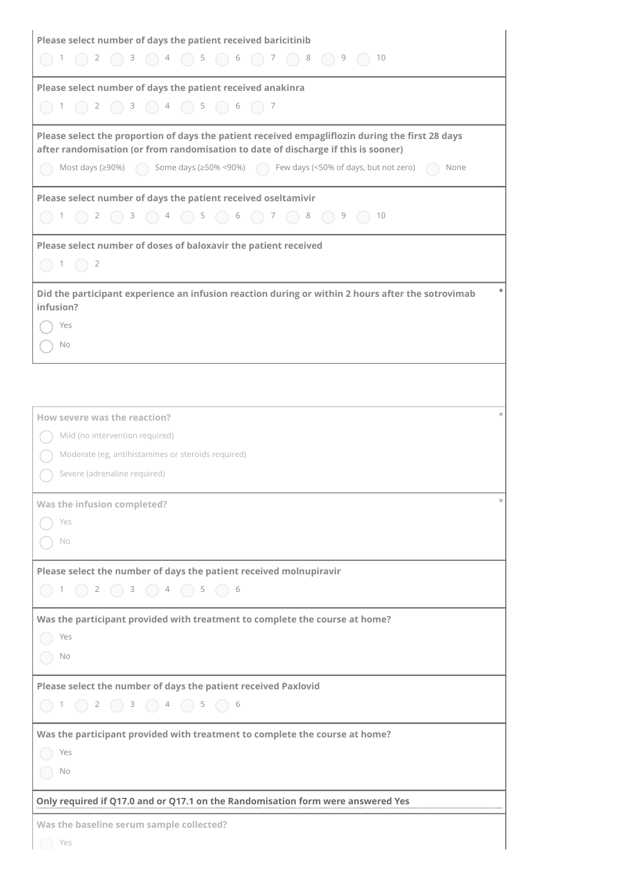**Please select number of days the patient received baricitinib**

( ) 1 ( ) 2 ( ) 3 ( ) 4 ( ) 5 ( ) 6 ( ) 7 ( ) 8 ( ) 9 ( ) 10

**Please select number of days the patient received anakinra**

( ) 1 ( ) 2 ( ) 3 ( ) 4 ( ) 5 ( ) 6 ( ) 7

**Please select the proportion of days the patient received empagliflozin during the first 28 days after randomisation (or from randomisation to date of discharge if this is sooner)**

( ) Most days (≥90%) ( ) Some days (≥50% <90%) ( ) Few days (<50% of days, but not zero) ( ) None

**Please select number of days the patient received oseltamivir**

( ) 1 ( ) 2 ( ) 3 ( ) 4 ( ) 5 ( ) 6 ( ) 7 ( ) 8 ( ) 9 ( ) 10

**Please select number of doses of baloxavir the patient received**

( ) 1 ( ) 2

**Did the participant experience an infusion reaction during or within 2 hours after the sotrovimab infusion?** *

( ) Yes

( ) No

**How severe was the reaction?** *

( ) Mild (no intervention required)

( ) Moderate (eg, antihistamines or steroids required)

( ) Severe (adrenaline required)

**Was the infusion completed?** *

( ) Yes

( ) No

**Please select the number of days the patient received molnupiravir**

( ) 1 ( ) 2 ( ) 3 ( ) 4 ( ) 5 ( ) 6

**Was the participant provided with treatment to complete the course at home?**

( ) Yes

( ) No

**Please select the number of days the patient received Paxlovid**

( ) 1 ( ) 2 ( ) 3 ( ) 4 ( ) 5 ( ) 6

**Was the participant provided with treatment to complete the course at home?**

( ) Yes

( ) No

**Only required if Q17.0 and or Q17.1 on the Randomisation form were answered Yes**

**Was the baseline serum sample collected?**

( ) Yes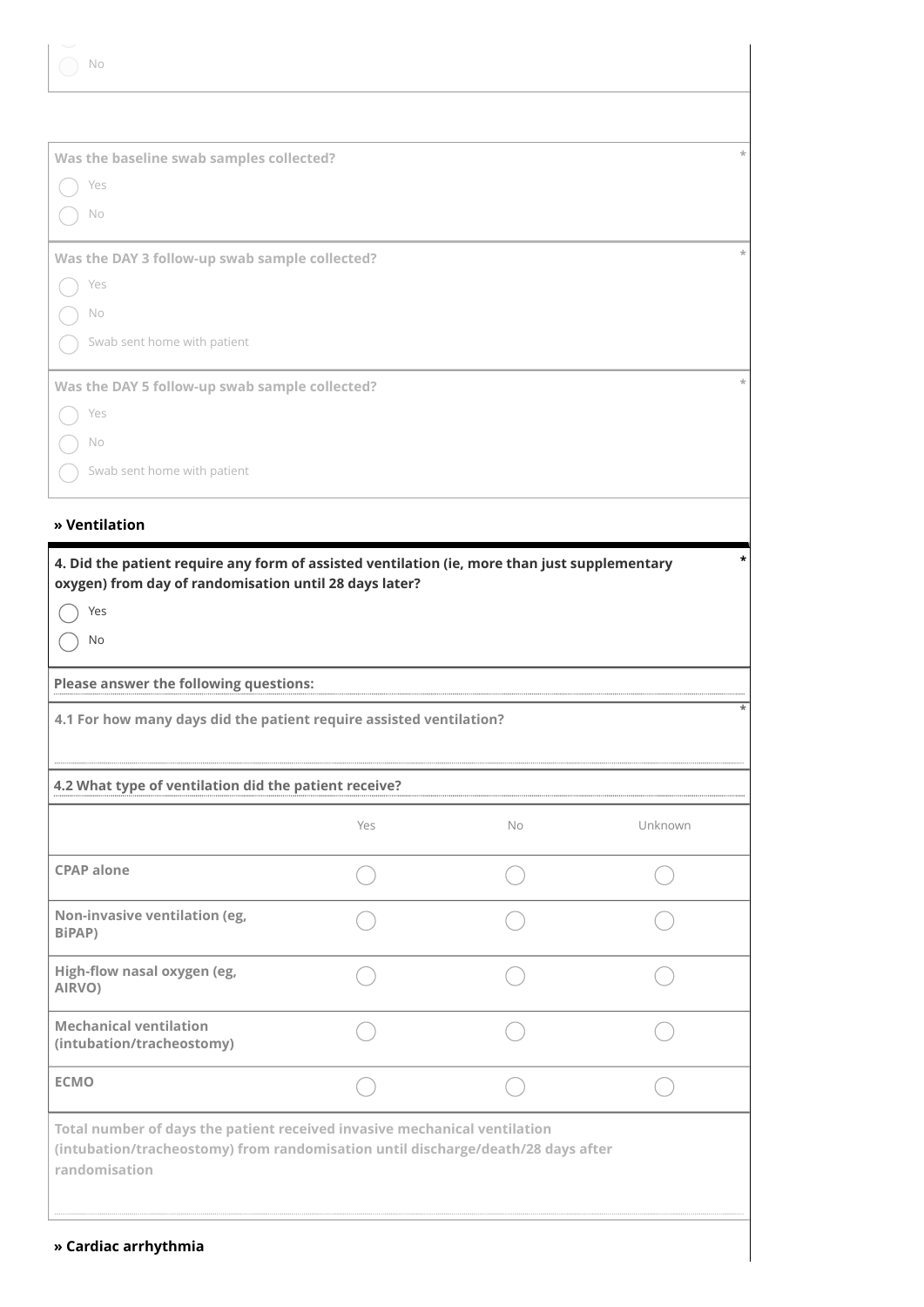- No

**Was the baseline swab samples collected?** *

- Yes
- No

**Was the DAY 3 follow-up swab sample collected?** *

- Yes
- No
- Swab sent home with patient

**Was the DAY 5 follow-up swab sample collected?** *

- Yes
- No
- Swab sent home with patient

### » Ventilation

**4. Did the patient require any form of assisted ventilation (ie, more than just supplementary oxygen) from day of randomisation until 28 days later?** *

- Yes
- No

**Please answer the following questions:**

**4.1 For how many days did the patient require assisted ventilation?** *

**4.2 What type of ventilation did the patient receive?**

| | Yes | No | Unknown |
|---|---|---|---|
| **CPAP alone** | ○ | ○ | ○ |
| **Non-invasive ventilation (eg, BiPAP)** | ○ | ○ | ○ |
| **High-flow nasal oxygen (eg, AIRVO)** | ○ | ○ | ○ |
| **Mechanical ventilation (intubation/tracheostomy)** | ○ | ○ | ○ |
| **ECMO** | ○ | ○ | ○ |

**Total number of days the patient received invasive mechanical ventilation (intubation/tracheostomy) from randomisation until discharge/death/28 days after randomisation**

### » Cardiac arrhythmia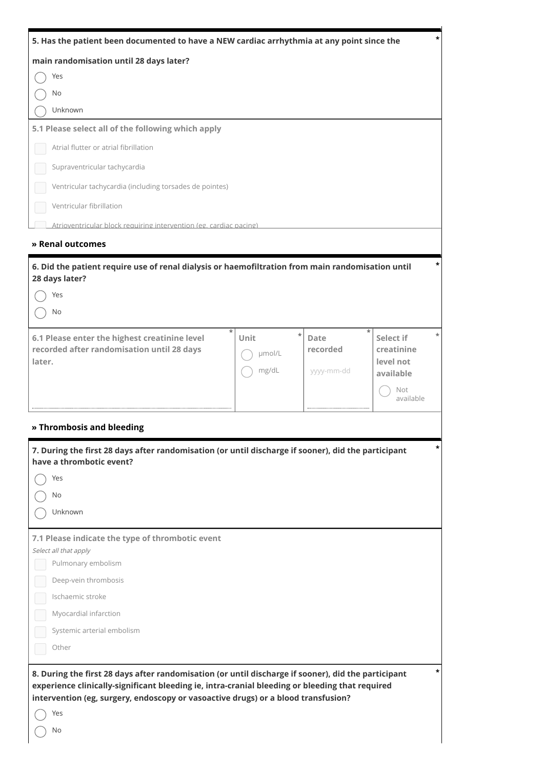**5. Has the patient been documented to have a NEW cardiac arrhythmia at any point since the main randomisation until 28 days later?** *

- ◯ Yes
- ◯ No
- ◯ Unknown

**5.1 Please select all of the following which apply**

- ☐ Atrial flutter or atrial fibrillation
- ☐ Supraventricular tachycardia
- ☐ Ventricular tachycardia (including torsades de pointes)
- ☐ Ventricular fibrillation
- ☐ Atrioventricular block requiring intervention (eg, cardiac pacing)

## » Renal outcomes

**6. Did the patient require use of renal dialysis or haemofiltration from main randomisation until 28 days later?** *

- ◯ Yes
- ◯ No

| 6.1 Please enter the highest creatinine level recorded after randomisation until 28 days later. * | Unit * | Date recorded * | Select if creatinine level not available * |
|---|---|---|---|
| | ◯ µmol/L<br>◯ mg/dL | yyyy-mm-dd | ◯ Not available |

## » Thrombosis and bleeding

**7. During the first 28 days after randomisation (or until discharge if sooner), did the participant have a thrombotic event?** *

- ◯ Yes
- ◯ No
- ◯ Unknown

**7.1 Please indicate the type of thrombotic event**

*Select all that apply*

- ☐ Pulmonary embolism
- ☐ Deep-vein thrombosis
- ☐ Ischaemic stroke
- ☐ Myocardial infarction
- ☐ Systemic arterial embolism
- ☐ Other

**8. During the first 28 days after randomisation (or until discharge if sooner), did the participant experience clinically-significant bleeding ie, intra-cranial bleeding or bleeding that required intervention (eg, surgery, endoscopy or vasoactive drugs) or a blood transfusion?** *

- ◯ Yes
- ◯ No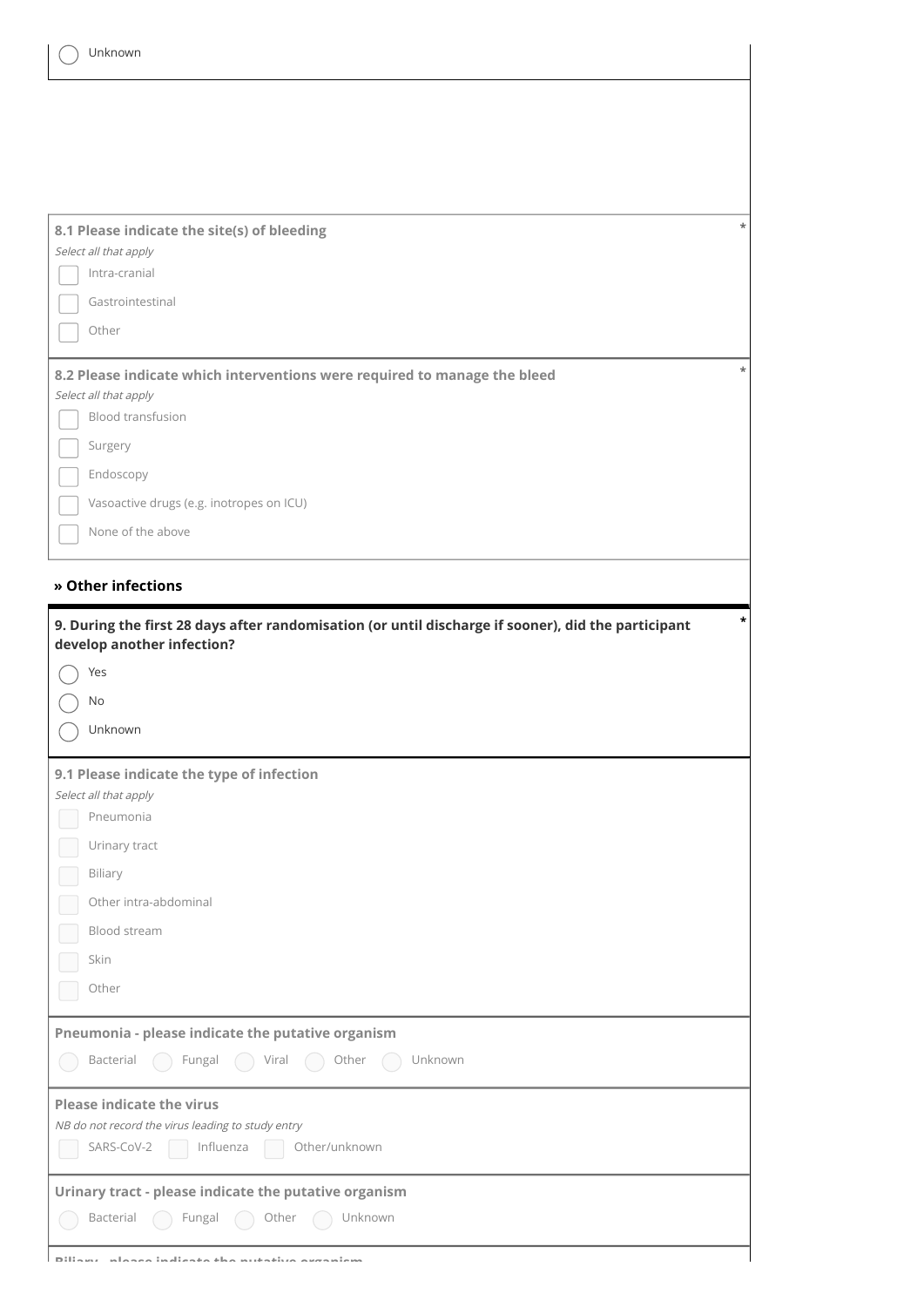- ◯ Unknown

**8.1 Please indicate the site(s) of bleeding** *

*Select all that apply*

- ☐ Intra-cranial
- ☐ Gastrointestinal
- ☐ Other

**8.2 Please indicate which interventions were required to manage the bleed** *

*Select all that apply*

- ☐ Blood transfusion
- ☐ Surgery
- ☐ Endoscopy
- ☐ Vasoactive drugs (e.g. inotropes on ICU)
- ☐ None of the above

## » Other infections

**9. During the first 28 days after randomisation (or until discharge if sooner), did the participant develop another infection?** *

- ◯ Yes
- ◯ No
- ◯ Unknown

**9.1 Please indicate the type of infection**

*Select all that apply*

- ☐ Pneumonia
- ☐ Urinary tract
- ☐ Biliary
- ☐ Other intra-abdominal
- ☐ Blood stream
- ☐ Skin
- ☐ Other

**Pneumonia - please indicate the putative organism**

◯ Bacterial ◯ Fungal ◯ Viral ◯ Other ◯ Unknown

**Please indicate the virus**

*NB do not record the virus leading to study entry*

☐ SARS-CoV-2 ☐ Influenza ☐ Other/unknown

**Urinary tract - please indicate the putative organism**

◯ Bacterial ◯ Fungal ◯ Other ◯ Unknown

**Biliary - please indicate the putative organism**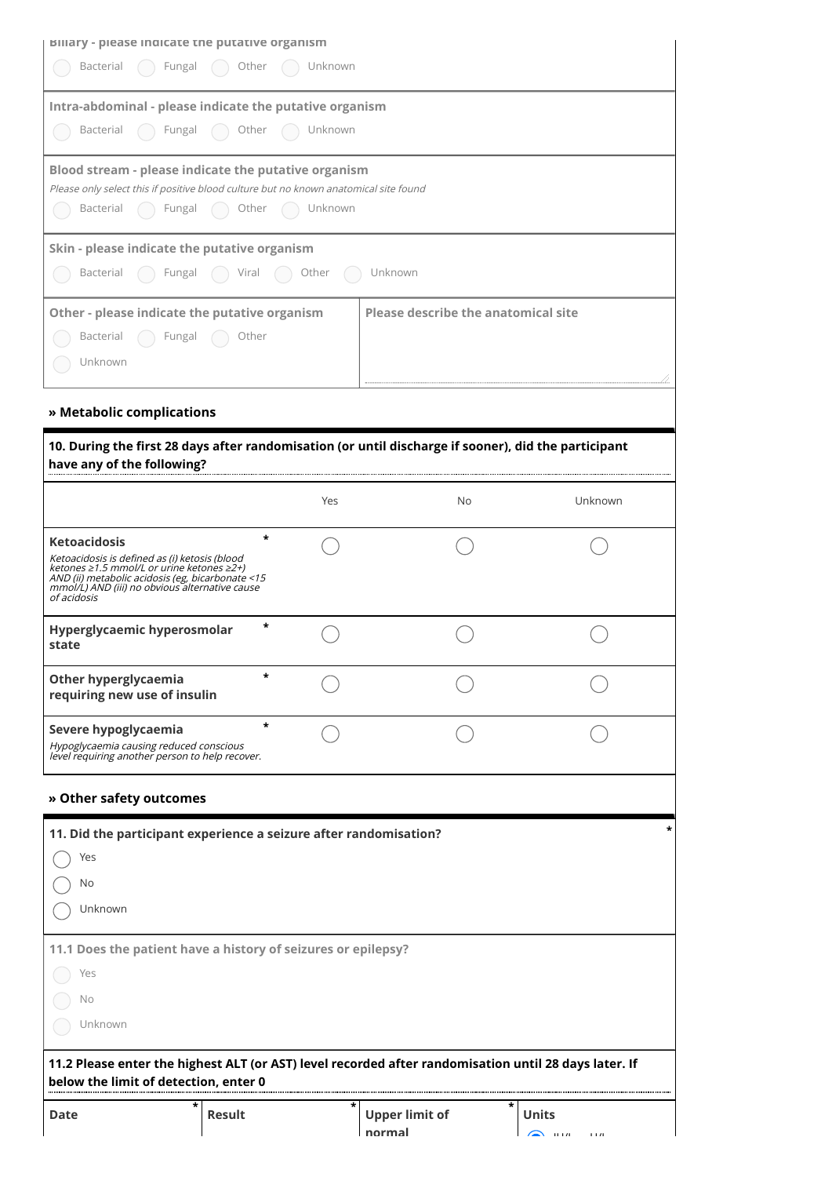Biliary - please indicate the putative organism

◯ Bacterial ◯ Fungal ◯ Other ◯ Unknown

Intra-abdominal - please indicate the putative organism

◯ Bacterial ◯ Fungal ◯ Other ◯ Unknown

Blood stream - please indicate the putative organism

*Please only select this if positive blood culture but no known anatomical site found*

◯ Bacterial ◯ Fungal ◯ Other ◯ Unknown

Skin - please indicate the putative organism

◯ Bacterial ◯ Fungal ◯ Viral ◯ Other ◯ Unknown

| Other - please indicate the putative organism | Please describe the anatomical site |
|---|---|
| ◯ Bacterial ◯ Fungal ◯ Other ◯ Unknown | |

### » Metabolic complications

**10. During the first 28 days after randomisation (or until discharge if sooner), did the participant have any of the following?**

| | Yes | No | Unknown |
|---|---|---|---|
| **Ketoacidosis** * <br> *Ketoacidosis is defined as (i) ketosis (blood ketones ≥1.5 mmol/L or urine ketones ≥2+) AND (ii) metabolic acidosis (eg, bicarbonate <15 mmol/L) AND (iii) no obvious alternative cause of acidosis* | ◯ | ◯ | ◯ |
| **Hyperglycaemic hyperosmolar state** * | ◯ | ◯ | ◯ |
| **Other hyperglycaemia requiring new use of insulin** * | ◯ | ◯ | ◯ |
| **Severe hypoglycaemia** * <br> *Hypoglycaemia causing reduced conscious level requiring another person to help recover.* | ◯ | ◯ | ◯ |

### » Other safety outcomes

**11. Did the participant experience a seizure after randomisation?** *

◯ Yes

◯ No

◯ Unknown

**11.1 Does the patient have a history of seizures or epilepsy?**

◯ Yes

◯ No

◯ Unknown

**11.2 Please enter the highest ALT (or AST) level recorded after randomisation until 28 days later. If below the limit of detection, enter 0**

| Date * | Result * | Upper limit of normal * | Units |
|---|---|---|---|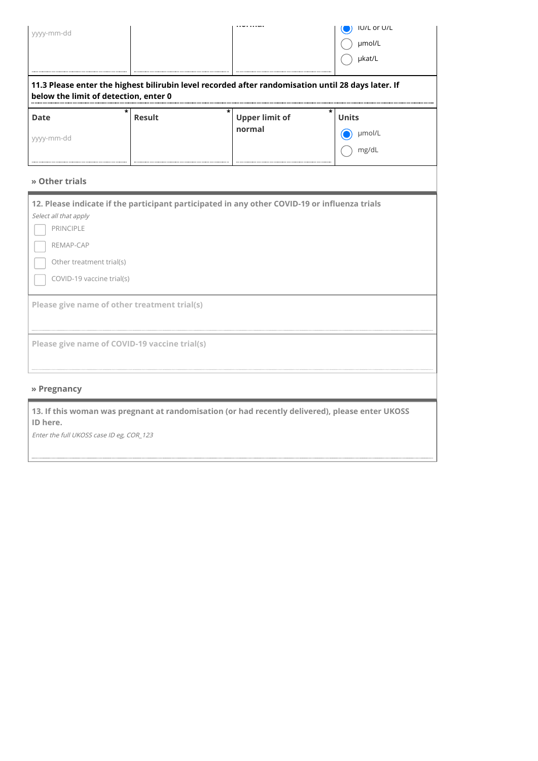| | | | |
|---|---|---|---|
| yyyy-mm-dd | | normal | (●) IU/L or U/L<br>( ) μmol/L<br>( ) μkat/L |

**11.3 Please enter the highest bilirubin level recorded after randomisation until 28 days later. If below the limit of detection, enter 0**

| Date * | Result * | Upper limit of normal * | Units |
|---|---|---|---|
| yyyy-mm-dd | | | (●) μmol/L<br>( ) mg/dL |

## » Other trials

**12. Please indicate if the participant participated in any other COVID-19 or influenza trials**

*Select all that apply*

- [ ] PRINCIPLE
- [ ] REMAP-CAP
- [ ] Other treatment trial(s)
- [ ] COVID-19 vaccine trial(s)

**Please give name of other treatment trial(s)**

**Please give name of COVID-19 vaccine trial(s)**

## » Pregnancy

**13. If this woman was pregnant at randomisation (or had recently delivered), please enter UKOSS ID here.**

*Enter the full UKOSS case ID eg, COR_123*